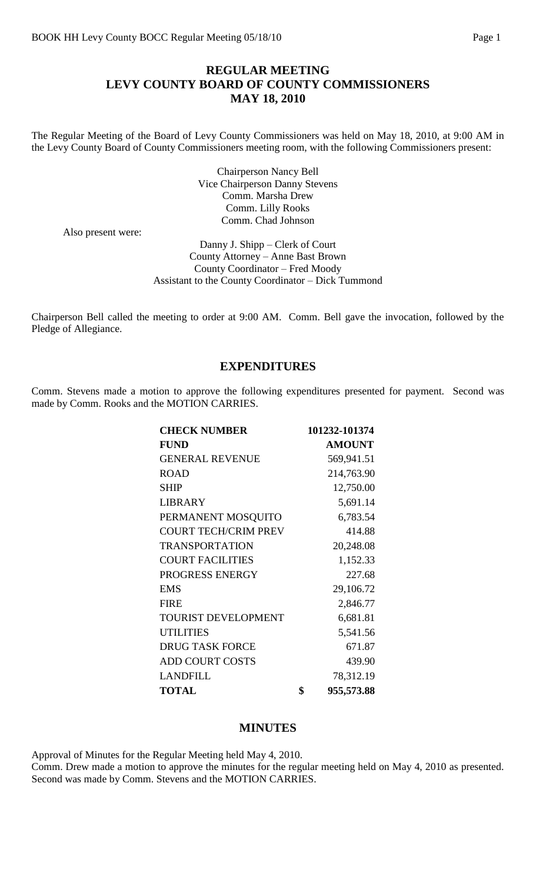# REGULAR MEETING
# LEVY COUNTY BOARD OF COUNTY COMMISSIONERS
# MAY 18, 2010

The Regular Meeting of the Board of Levy County Commissioners was held on May 18, 2010, at 9:00 AM in the Levy County Board of County Commissioners meeting room, with the following Commissioners present:

Chairperson Nancy Bell
Vice Chairperson Danny Stevens
Comm. Marsha Drew
Comm. Lilly Rooks
Comm. Chad Johnson

Also present were:

Danny J. Shipp – Clerk of Court
County Attorney – Anne Bast Brown
County Coordinator – Fred Moody
Assistant to the County Coordinator – Dick Tummond

Chairperson Bell called the meeting to order at 9:00 AM. Comm. Bell gave the invocation, followed by the Pledge of Allegiance.

## EXPENDITURES

Comm. Stevens made a motion to approve the following expenditures presented for payment. Second was made by Comm. Rooks and the MOTION CARRIES.

| **CHECK NUMBER** | **101232-101374** |
|---|---|
| **FUND** | **AMOUNT** |
| GENERAL REVENUE | 569,941.51 |
| ROAD | 214,763.90 |
| SHIP | 12,750.00 |
| LIBRARY | 5,691.14 |
| PERMANENT MOSQUITO | 6,783.54 |
| COURT TECH/CRIM PREV | 414.88 |
| TRANSPORTATION | 20,248.08 |
| COURT FACILITIES | 1,152.33 |
| PROGRESS ENERGY | 227.68 |
| EMS | 29,106.72 |
| FIRE | 2,846.77 |
| TOURIST DEVELOPMENT | 6,681.81 |
| UTILITIES | 5,541.56 |
| DRUG TASK FORCE | 671.87 |
| ADD COURT COSTS | 439.90 |
| LANDFILL | 78,312.19 |
| **TOTAL** | **$ 955,573.88** |

## MINUTES

Approval of Minutes for the Regular Meeting held May 4, 2010.
Comm. Drew made a motion to approve the minutes for the regular meeting held on May 4, 2010 as presented. Second was made by Comm. Stevens and the MOTION CARRIES.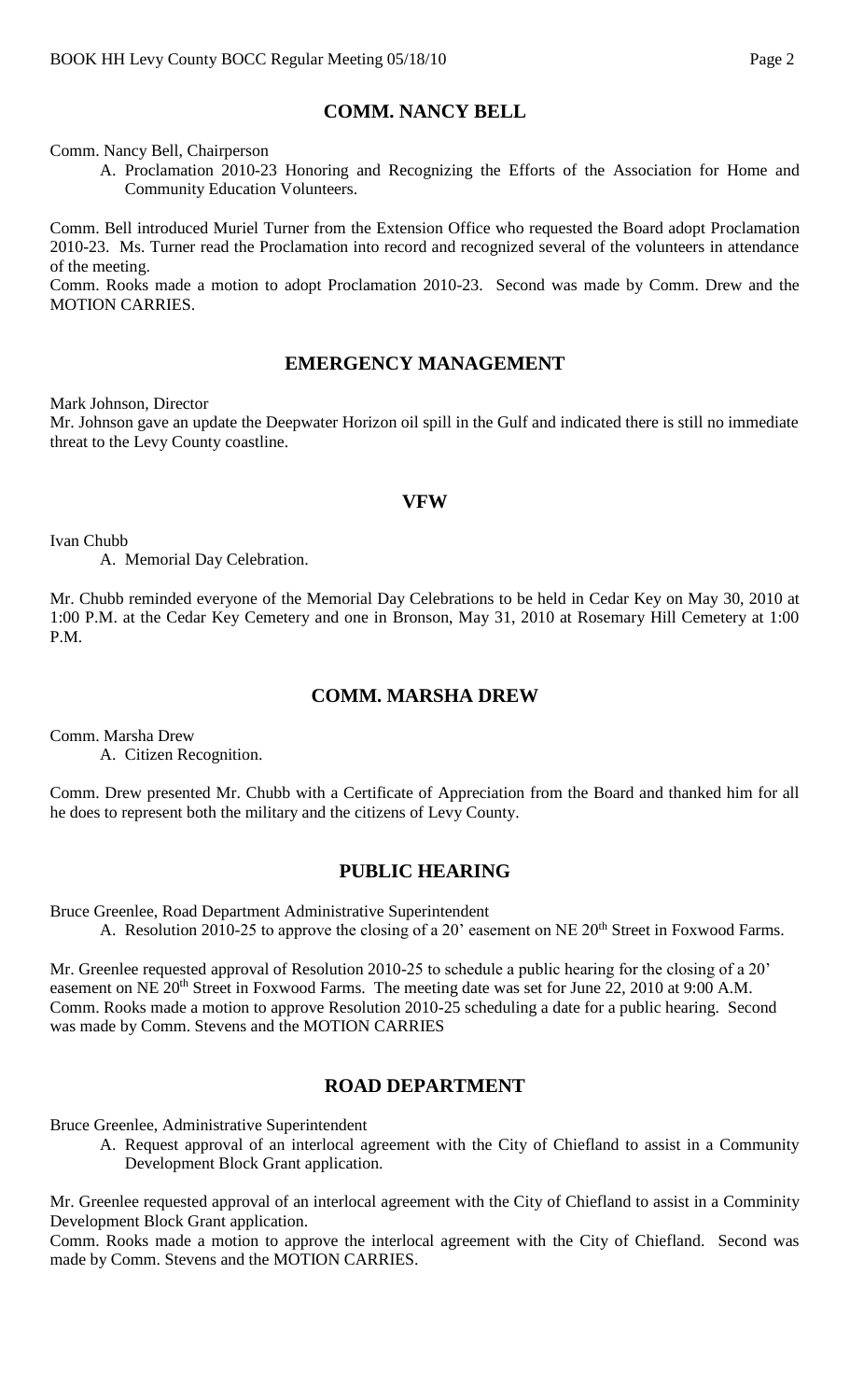## COMM. NANCY BELL

Comm. Nancy Bell, Chairperson

A. Proclamation 2010-23 Honoring and Recognizing the Efforts of the Association for Home and Community Education Volunteers.

Comm. Bell introduced Muriel Turner from the Extension Office who requested the Board adopt Proclamation 2010-23. Ms. Turner read the Proclamation into record and recognized several of the volunteers in attendance of the meeting.

Comm. Rooks made a motion to adopt Proclamation 2010-23. Second was made by Comm. Drew and the MOTION CARRIES.

## EMERGENCY MANAGEMENT

Mark Johnson, Director

Mr. Johnson gave an update the Deepwater Horizon oil spill in the Gulf and indicated there is still no immediate threat to the Levy County coastline.

## VFW

Ivan Chubb

A. Memorial Day Celebration.

Mr. Chubb reminded everyone of the Memorial Day Celebrations to be held in Cedar Key on May 30, 2010 at 1:00 P.M. at the Cedar Key Cemetery and one in Bronson, May 31, 2010 at Rosemary Hill Cemetery at 1:00 P.M.

## COMM. MARSHA DREW

Comm. Marsha Drew

A. Citizen Recognition.

Comm. Drew presented Mr. Chubb with a Certificate of Appreciation from the Board and thanked him for all he does to represent both the military and the citizens of Levy County.

## PUBLIC HEARING

Bruce Greenlee, Road Department Administrative Superintendent

A. Resolution 2010-25 to approve the closing of a 20' easement on NE 20th Street in Foxwood Farms.

Mr. Greenlee requested approval of Resolution 2010-25 to schedule a public hearing for the closing of a 20' easement on NE 20th Street in Foxwood Farms. The meeting date was set for June 22, 2010 at 9:00 A.M.

Comm. Rooks made a motion to approve Resolution 2010-25 scheduling a date for a public hearing. Second was made by Comm. Stevens and the MOTION CARRIES

## ROAD DEPARTMENT

Bruce Greenlee, Administrative Superintendent

A. Request approval of an interlocal agreement with the City of Chiefland to assist in a Community Development Block Grant application.

Mr. Greenlee requested approval of an interlocal agreement with the City of Chiefland to assist in a Comminity Development Block Grant application.

Comm. Rooks made a motion to approve the interlocal agreement with the City of Chiefland. Second was made by Comm. Stevens and the MOTION CARRIES.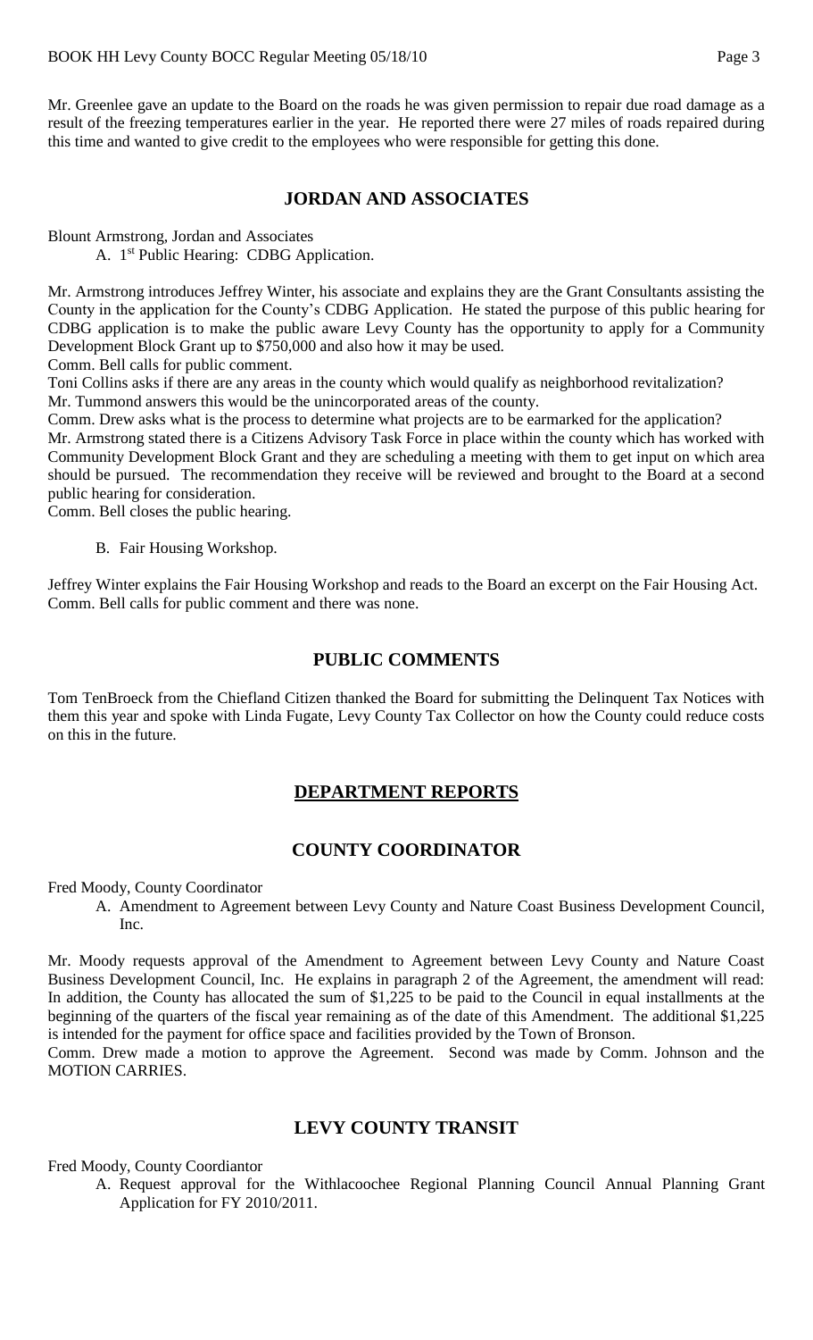Mr. Greenlee gave an update to the Board on the roads he was given permission to repair due road damage as a result of the freezing temperatures earlier in the year. He reported there were 27 miles of roads repaired during this time and wanted to give credit to the employees who were responsible for getting this done.

## JORDAN AND ASSOCIATES

Blount Armstrong, Jordan and Associates

A. 1st Public Hearing: CDBG Application.

Mr. Armstrong introduces Jeffrey Winter, his associate and explains they are the Grant Consultants assisting the County in the application for the County's CDBG Application. He stated the purpose of this public hearing for CDBG application is to make the public aware Levy County has the opportunity to apply for a Community Development Block Grant up to $750,000 and also how it may be used.

Comm. Bell calls for public comment.

Toni Collins asks if there are any areas in the county which would qualify as neighborhood revitalization?

Mr. Tummond answers this would be the unincorporated areas of the county.

Comm. Drew asks what is the process to determine what projects are to be earmarked for the application?

Mr. Armstrong stated there is a Citizens Advisory Task Force in place within the county which has worked with Community Development Block Grant and they are scheduling a meeting with them to get input on which area should be pursued. The recommendation they receive will be reviewed and brought to the Board at a second public hearing for consideration.

Comm. Bell closes the public hearing.

B. Fair Housing Workshop.

Jeffrey Winter explains the Fair Housing Workshop and reads to the Board an excerpt on the Fair Housing Act.

Comm. Bell calls for public comment and there was none.

## PUBLIC COMMENTS

Tom TenBroeck from the Chiefland Citizen thanked the Board for submitting the Delinquent Tax Notices with them this year and spoke with Linda Fugate, Levy County Tax Collector on how the County could reduce costs on this in the future.

## DEPARTMENT REPORTS

## COUNTY COORDINATOR

Fred Moody, County Coordinator

A. Amendment to Agreement between Levy County and Nature Coast Business Development Council, Inc.

Mr. Moody requests approval of the Amendment to Agreement between Levy County and Nature Coast Business Development Council, Inc. He explains in paragraph 2 of the Agreement, the amendment will read: In addition, the County has allocated the sum of $1,225 to be paid to the Council in equal installments at the beginning of the quarters of the fiscal year remaining as of the date of this Amendment. The additional $1,225 is intended for the payment for office space and facilities provided by the Town of Bronson.

Comm. Drew made a motion to approve the Agreement. Second was made by Comm. Johnson and the MOTION CARRIES.

## LEVY COUNTY TRANSIT

Fred Moody, County Coordiantor

A. Request approval for the Withlacoochee Regional Planning Council Annual Planning Grant Application for FY 2010/2011.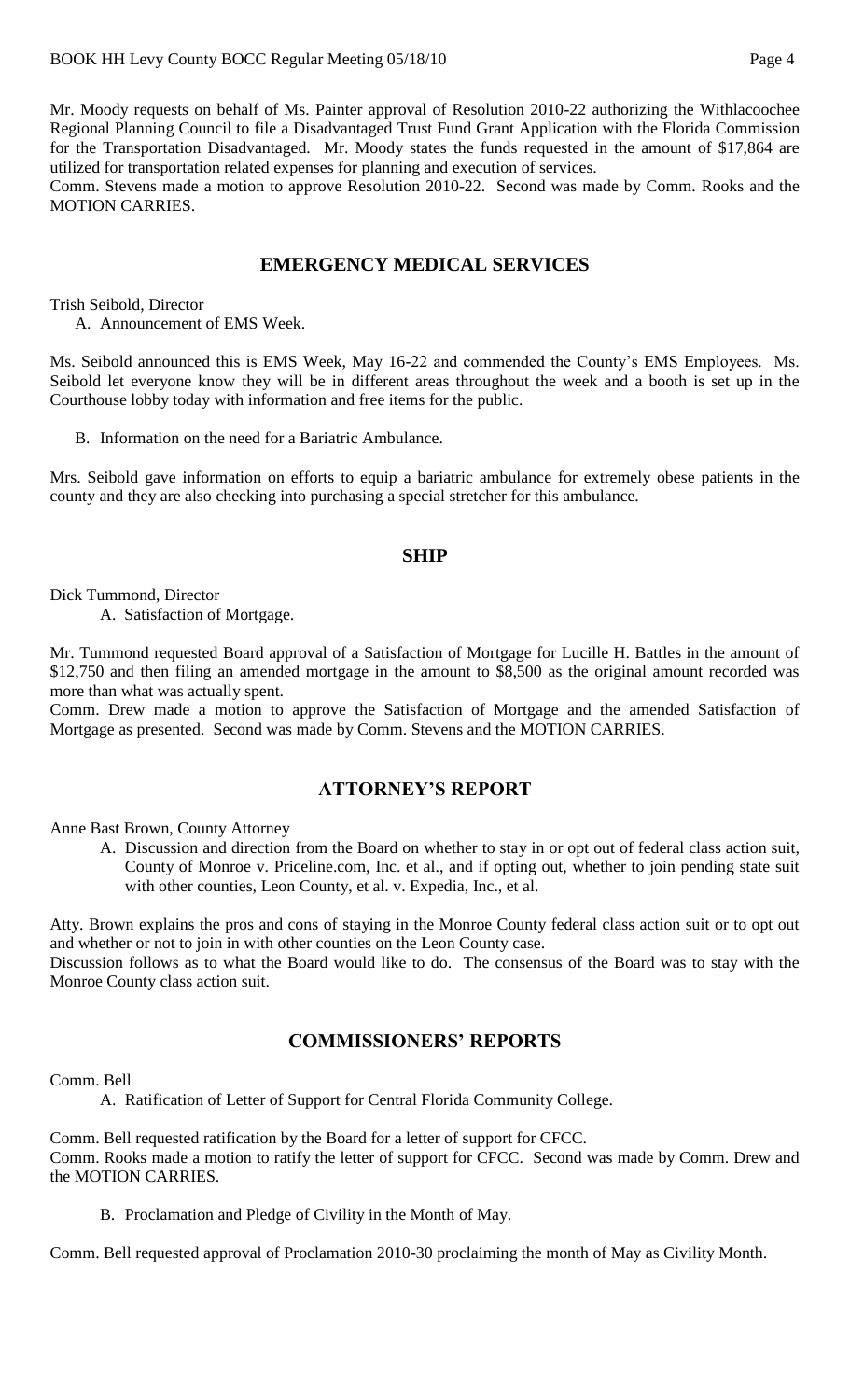Mr. Moody requests on behalf of Ms. Painter approval of Resolution 2010-22 authorizing the Withlacoochee Regional Planning Council to file a Disadvantaged Trust Fund Grant Application with the Florida Commission for the Transportation Disadvantaged. Mr. Moody states the funds requested in the amount of $17,864 are utilized for transportation related expenses for planning and execution of services.

Comm. Stevens made a motion to approve Resolution 2010-22. Second was made by Comm. Rooks and the MOTION CARRIES.

## EMERGENCY MEDICAL SERVICES

Trish Seibold, Director

A. Announcement of EMS Week.

Ms. Seibold announced this is EMS Week, May 16-22 and commended the County's EMS Employees. Ms. Seibold let everyone know they will be in different areas throughout the week and a booth is set up in the Courthouse lobby today with information and free items for the public.

B. Information on the need for a Bariatric Ambulance.

Mrs. Seibold gave information on efforts to equip a bariatric ambulance for extremely obese patients in the county and they are also checking into purchasing a special stretcher for this ambulance.

## SHIP

Dick Tummond, Director

A. Satisfaction of Mortgage.

Mr. Tummond requested Board approval of a Satisfaction of Mortgage for Lucille H. Battles in the amount of $12,750 and then filing an amended mortgage in the amount to $8,500 as the original amount recorded was more than what was actually spent.

Comm. Drew made a motion to approve the Satisfaction of Mortgage and the amended Satisfaction of Mortgage as presented. Second was made by Comm. Stevens and the MOTION CARRIES.

## ATTORNEY'S REPORT

Anne Bast Brown, County Attorney

A. Discussion and direction from the Board on whether to stay in or opt out of federal class action suit, County of Monroe v. Priceline.com, Inc. et al., and if opting out, whether to join pending state suit with other counties, Leon County, et al. v. Expedia, Inc., et al.

Atty. Brown explains the pros and cons of staying in the Monroe County federal class action suit or to opt out and whether or not to join in with other counties on the Leon County case.

Discussion follows as to what the Board would like to do. The consensus of the Board was to stay with the Monroe County class action suit.

## COMMISSIONERS' REPORTS

Comm. Bell

A. Ratification of Letter of Support for Central Florida Community College.

Comm. Bell requested ratification by the Board for a letter of support for CFCC.

Comm. Rooks made a motion to ratify the letter of support for CFCC. Second was made by Comm. Drew and the MOTION CARRIES.

B. Proclamation and Pledge of Civility in the Month of May.

Comm. Bell requested approval of Proclamation 2010-30 proclaiming the month of May as Civility Month.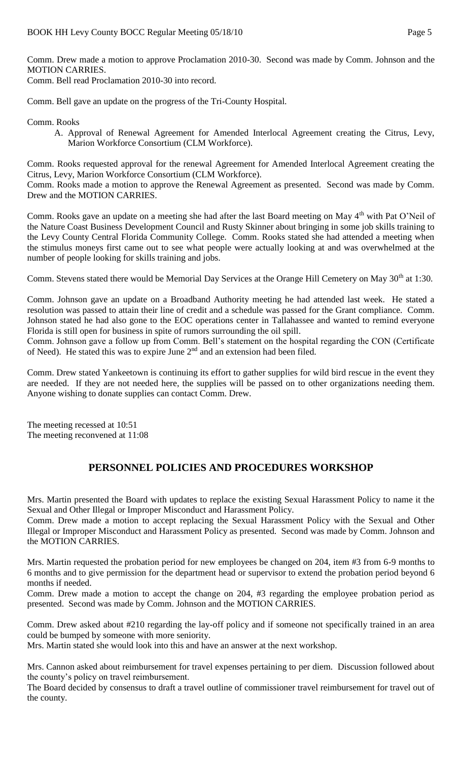Comm. Drew made a motion to approve Proclamation 2010-30. Second was made by Comm. Johnson and the MOTION CARRIES.
Comm. Bell read Proclamation 2010-30 into record.

Comm. Bell gave an update on the progress of the Tri-County Hospital.

Comm. Rooks

A. Approval of Renewal Agreement for Amended Interlocal Agreement creating the Citrus, Levy, Marion Workforce Consortium (CLM Workforce).

Comm. Rooks requested approval for the renewal Agreement for Amended Interlocal Agreement creating the Citrus, Levy, Marion Workforce Consortium (CLM Workforce).
Comm. Rooks made a motion to approve the Renewal Agreement as presented. Second was made by Comm. Drew and the MOTION CARRIES.

Comm. Rooks gave an update on a meeting she had after the last Board meeting on May 4th with Pat O'Neil of the Nature Coast Business Development Council and Rusty Skinner about bringing in some job skills training to the Levy County Central Florida Community College. Comm. Rooks stated she had attended a meeting when the stimulus moneys first came out to see what people were actually looking at and was overwhelmed at the number of people looking for skills training and jobs.

Comm. Stevens stated there would be Memorial Day Services at the Orange Hill Cemetery on May 30th at 1:30.

Comm. Johnson gave an update on a Broadband Authority meeting he had attended last week. He stated a resolution was passed to attain their line of credit and a schedule was passed for the Grant compliance. Comm. Johnson stated he had also gone to the EOC operations center in Tallahassee and wanted to remind everyone Florida is still open for business in spite of rumors surrounding the oil spill.
Comm. Johnson gave a follow up from Comm. Bell's statement on the hospital regarding the CON (Certificate of Need). He stated this was to expire June 2nd and an extension had been filed.

Comm. Drew stated Yankeetown is continuing its effort to gather supplies for wild bird rescue in the event they are needed. If they are not needed here, the supplies will be passed on to other organizations needing them. Anyone wishing to donate supplies can contact Comm. Drew.

The meeting recessed at 10:51
The meeting reconvened at 11:08

## PERSONNEL POLICIES AND PROCEDURES WORKSHOP

Mrs. Martin presented the Board with updates to replace the existing Sexual Harassment Policy to name it the Sexual and Other Illegal or Improper Misconduct and Harassment Policy.
Comm. Drew made a motion to accept replacing the Sexual Harassment Policy with the Sexual and Other Illegal or Improper Misconduct and Harassment Policy as presented. Second was made by Comm. Johnson and the MOTION CARRIES.

Mrs. Martin requested the probation period for new employees be changed on 204, item #3 from 6-9 months to 6 months and to give permission for the department head or supervisor to extend the probation period beyond 6 months if needed.
Comm. Drew made a motion to accept the change on 204, #3 regarding the employee probation period as presented. Second was made by Comm. Johnson and the MOTION CARRIES.

Comm. Drew asked about #210 regarding the lay-off policy and if someone not specifically trained in an area could be bumped by someone with more seniority.
Mrs. Martin stated she would look into this and have an answer at the next workshop.

Mrs. Cannon asked about reimbursement for travel expenses pertaining to per diem. Discussion followed about the county's policy on travel reimbursement.
The Board decided by consensus to draft a travel outline of commissioner travel reimbursement for travel out of the county.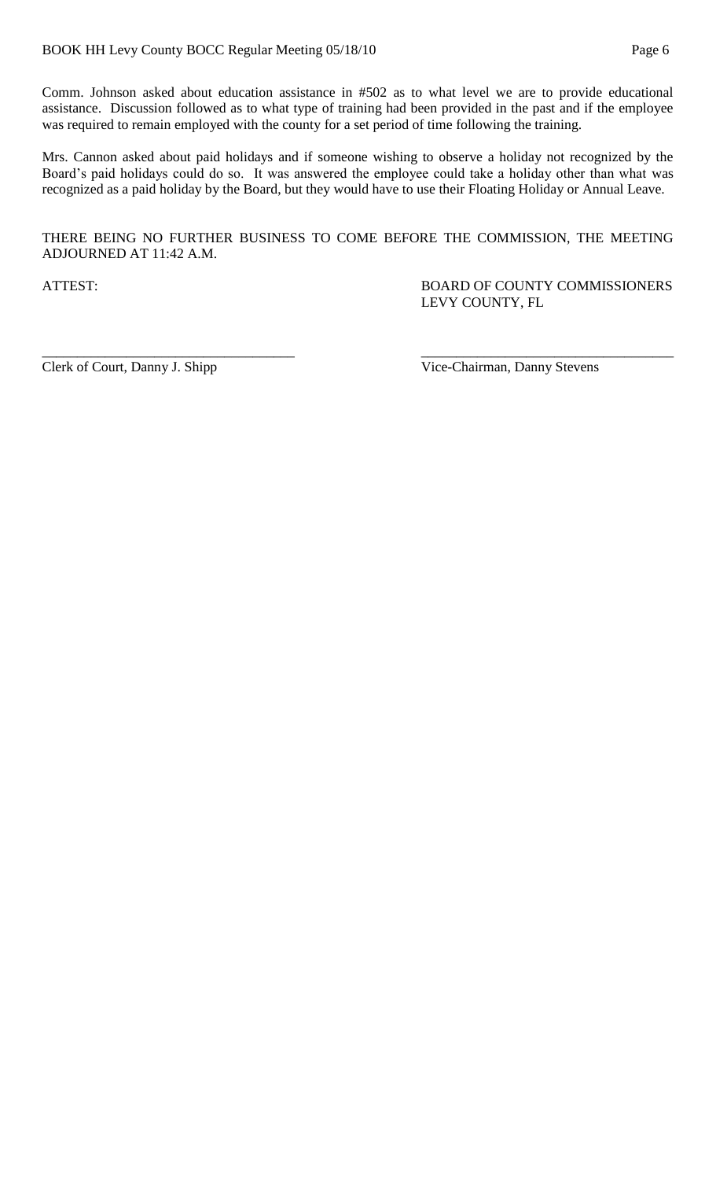Comm. Johnson asked about education assistance in #502 as to what level we are to provide educational assistance. Discussion followed as to what type of training had been provided in the past and if the employee was required to remain employed with the county for a set period of time following the training.

Mrs. Cannon asked about paid holidays and if someone wishing to observe a holiday not recognized by the Board's paid holidays could do so. It was answered the employee could take a holiday other than what was recognized as a paid holiday by the Board, but they would have to use their Floating Holiday or Annual Leave.

THERE BEING NO FURTHER BUSINESS TO COME BEFORE THE COMMISSION, THE MEETING ADJOURNED AT 11:42 A.M.

ATTEST:

BOARD OF COUNTY COMMISSIONERS
LEVY COUNTY, FL

___________________________________
Clerk of Court, Danny J. Shipp

___________________________________
Vice-Chairman, Danny Stevens